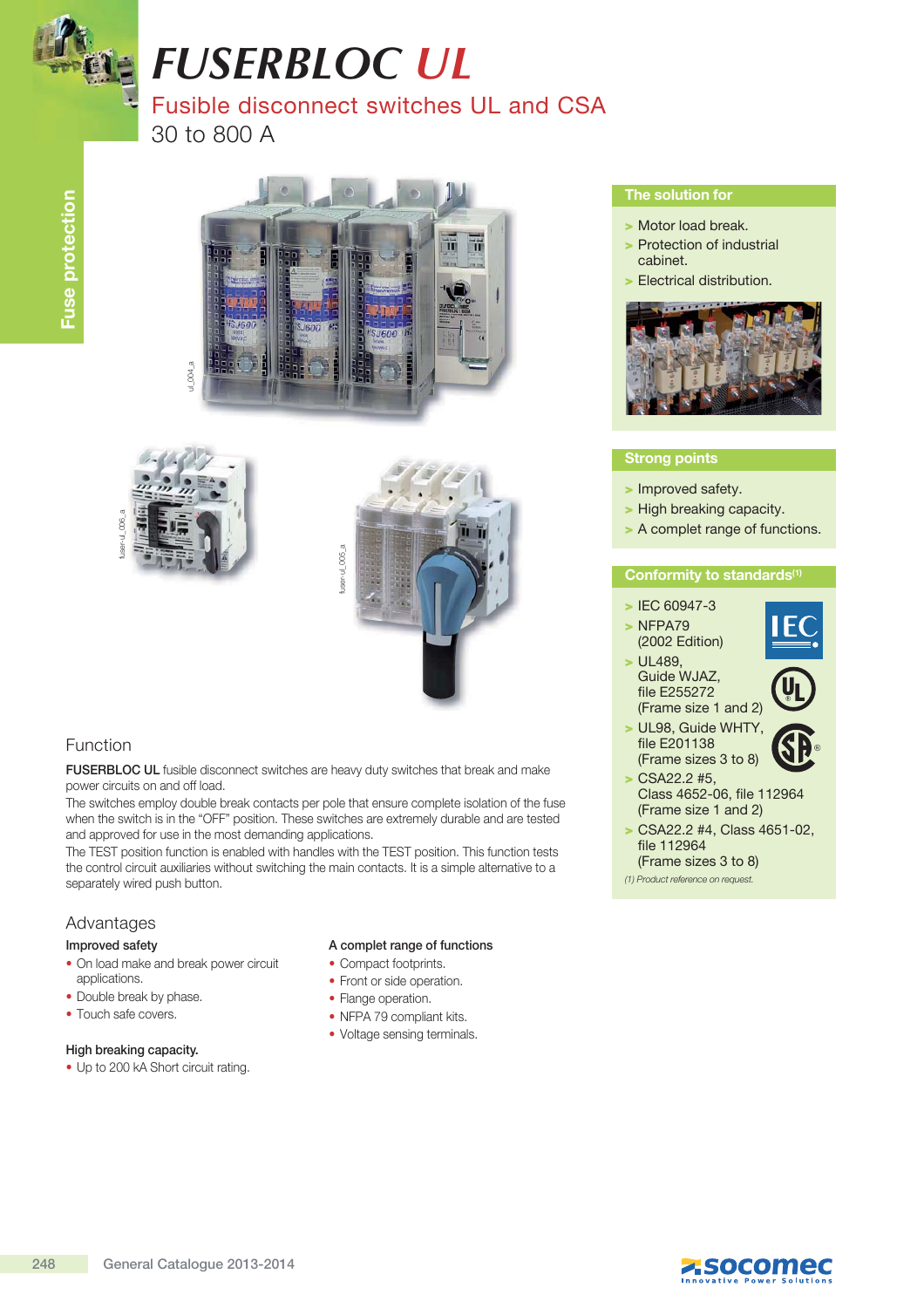# FUSERBLOC UL

## Fusible disconnect switches UL and CSA

30 to 800 A

### The solution for

- Motor load break.
- Protection of industrial cabinet.
- Electrical distribution.

### Strong points

- Improved safety.
- High breaking capacity.
- A complet range of functions.

### Conformity to standards[1]

- IEC 60947-3
- NFPA79 (2002 Edition)
- UL489, Guide WJAZ, file E255272 (Frame size 1 and 2)
- UL98, Guide WHTY, file E201138 (Frame sizes 3 to 8)
- CSA22.2 #5, Class 4652-06, file 112964 (Frame size 1 and 2)
- CSA22.2 #4, Class 4651-02, file 112964 (Frame sizes 3 to 8)

*(1) Product reference on request.*

## Function

**FUSERBLOC UL** fusible disconnect switches are heavy duty switches that break and make power circuits on and off load.

The switches employ double break contacts per pole that ensure complete isolation of the fuse when the switch is in the "OFF" position. These switches are extremely durable and are tested and approved for use in the most demanding applications.

The TEST position function is enabled with handles with the TEST position. This function tests the control circuit auxiliaries without switching the main contacts. It is a simple alternative to a separately wired push button.

## Advantages

### Improved safety

- On load make and break power circuit applications.
- Double break by phase.
- Touch safe covers.

### High breaking capacity.

- Up to 200 kA Short circuit rating.

### A complet range of functions

- Compact footprints.
- Front or side operation.
- Flange operation.
- NFPA 79 compliant kits.
- Voltage sensing terminals.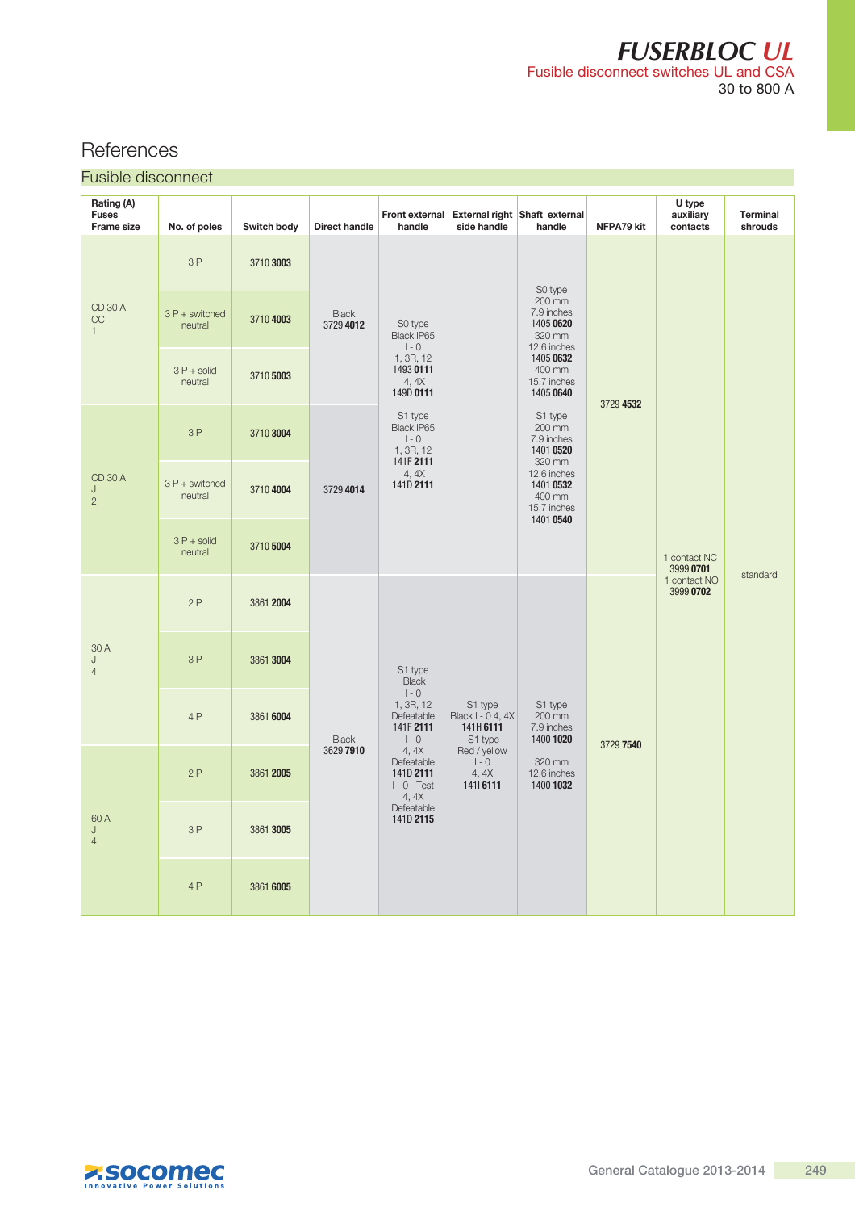# FUSERBLOC UL

Fusible disconnect switches UL and CSA

30 to 800 A

## References

### Fusible disconnect

| Rating (A) Fuses Frame size | No. of poles | Switch body | Direct handle | Front external handle | External right side handle | Shaft external handle | NFPA79 kit | U type auxiliary contacts | Terminal shrouds |
|---|---|---|---|---|---|---|---|---|---|
| CD 30 A CC 1 | 3 P | 3710 **3003** | Black 3729 **4012** | S0 type Black IP65 I - 0 1, 3R, 12 1493 **0111** 4, 4X 149D **0111** S1 type Black IP65 I - 0 1, 3R, 12 141F **2111** 4, 4X 141D **2111** | | S0 type 200 mm 7.9 inches 1405 **0620** 320 mm 12.6 inches 1405 **0632** 400 mm 15.7 inches 1405 **0640** S1 type 200 mm 7.9 inches 1401 **0520** 320 mm 12.6 inches 1401 **0532** 400 mm 15.7 inches 1401 **0540** | 3729 **4532** | 1 contact NC 3999 **0701** 1 contact NO 3999 **0702** | standard |
| | 3 P + switched neutral | 3710 **4003** | | | | | | | |
| | 3 P + solid neutral | 3710 **5003** | | | | | | | |
| CD 30 A J 2 | 3 P | 3710 **3004** | 3729 **4014** | | | | | | |
| | 3 P + switched neutral | 3710 **4004** | | | | | | | |
| | 3 P + solid neutral | 3710 **5004** | | | | | | | |
| 30 A J 4 | 2 P | 3861 **2004** | Black 3629 **7910** | S1 type Black I - 0 1, 3R, 12 Defeatable 141F **2111** I - 0 4, 4X Defeatable 141D **2111** I - 0 - Test 4, 4X Defeatable 141D **2115** | S1 type Black I - 0 4, 4X 141H **6111** S1 type Red / yellow I - 0 4, 4X 141I **6111** | S1 type 200 mm 7.9 inches 1400 **1020** 320 mm 12.6 inches 1400 **1032** | 3729 **7540** | | |
| | 3 P | 3861 **3004** | | | | | | | |
| | 4 P | 3861 **6004** | | | | | | | |
| 60 A J 4 | 2 P | 3861 **2005** | | | | | | | |
| | 3 P | 3861 **3005** | | | | | | | |
| | 4 P | 3861 **6005** | | | | | | | |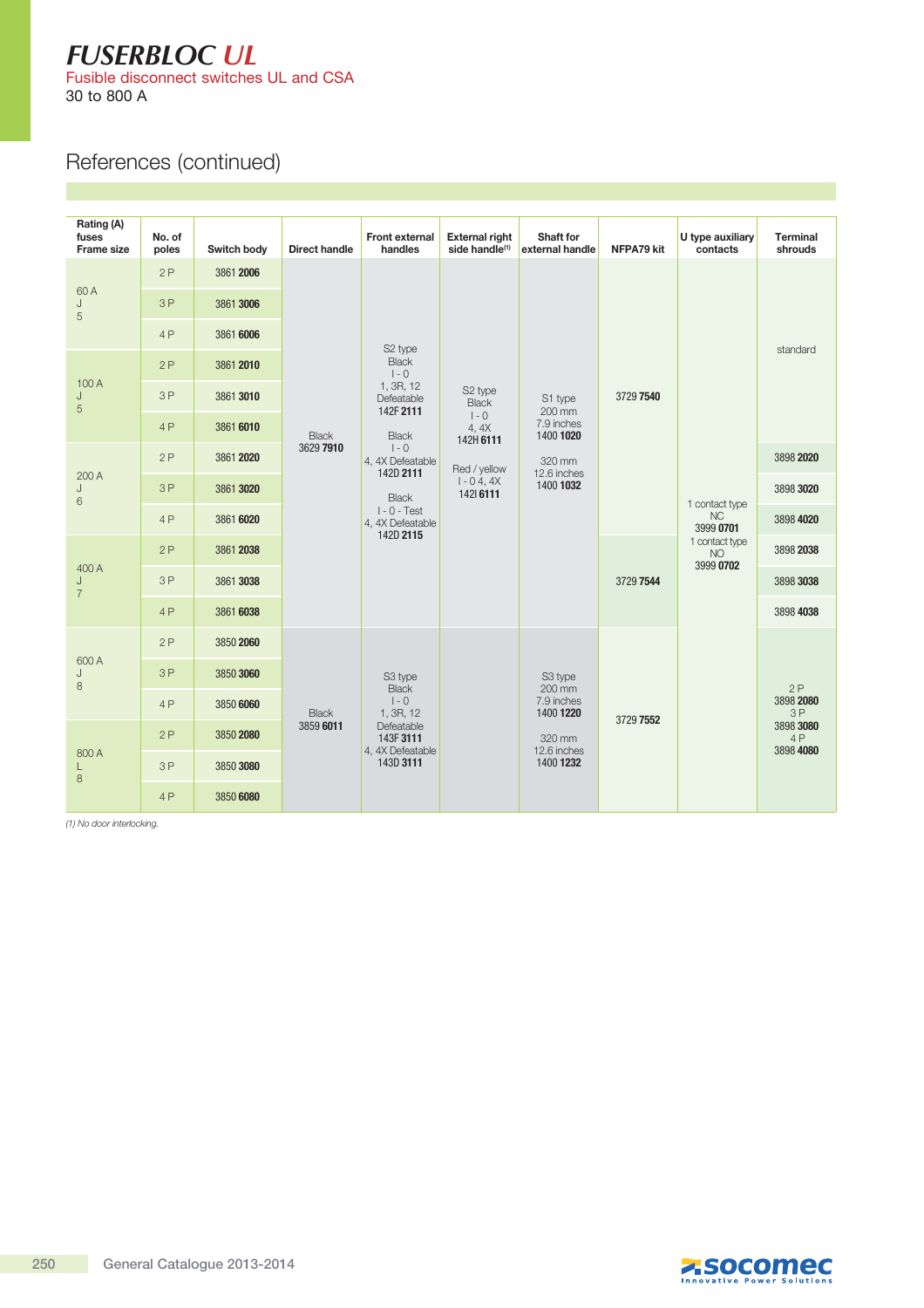# FUSERBLOC UL

Fusible disconnect switches UL and CSA

30 to 800 A

## References (continued)

| Rating (A) fuses Frame size | No. of poles | Switch body | Direct handle | Front external handles | External right side handle(1) | Shaft for external handle | NFPA79 kit | U type auxiliary contacts | Terminal shrouds |
|---|---|---|---|---|---|---|---|---|---|
| 60 A J 5 | 2 P | 3861 **2006** | Black 3629 **7910** | S2 type Black I - 0 1, 3R, 12 Defeatable 142F **2111** Black I - 0 4, 4X Defeatable 142D **2111** Black I - 0 - Test 4, 4X Defeatable 142D **2115** | S2 type Black I - 0 4, 4X 142H **6111** Red / yellow I - 0 4, 4X 142I **6111** | S1 type 200 mm 7.9 inches 1400 **1020** 320 mm 12.6 inches 1400 **1032** | 3729 **7540** | 1 contact type NC 3999 **0701** 1 contact type NO 3999 **0702** | standard |
| | 3 P | 3861 **3006** | | | | | | | |
| | 4 P | 3861 **6006** | | | | | | | |
| 100 A J 5 | 2 P | 3861 **2010** | | | | | | | |
| | 3 P | 3861 **3010** | | | | | | | |
| | 4 P | 3861 **6010** | | | | | | | |
| 200 A J 6 | 2 P | 3861 **2020** | | | | | | | 3898 **2020** |
| | 3 P | 3861 **3020** | | | | | | | 3898 **3020** |
| | 4 P | 3861 **6020** | | | | | | | 3898 **4020** |
| 400 A J 7 | 2 P | 3861 **2038** | | | | | 3729 **7544** | | 3898 **2038** |
| | 3 P | 3861 **3038** | | | | | | | 3898 **3038** |
| | 4 P | 3861 **6038** | | | | | | | 3898 **4038** |
| 600 A J 8 | 2 P | 3850 **2060** | Black 3859 **6011** | S3 type Black I - 0 1, 3R, 12 Defeatable 143F **3111** 4, 4X Defeatable 143D **3111** | | S3 type 200 mm 7.9 inches 1400 **1220** 320 mm 12.6 inches 1400 **1232** | 3729 **7552** | | 2 P 3898 **2080** 3 P 3898 **3080** 4 P 3898 **4080** |
| | 3 P | 3850 **3060** | | | | | | | |
| | 4 P | 3850 **6060** | | | | | | | |
| 800 A L 8 | 2 P | 3850 **2080** | | | | | | | |
| | 3 P | 3850 **3080** | | | | | | | |
| | 4 P | 3850 **6080** | | | | | | | |

*(1) No door interlocking.*